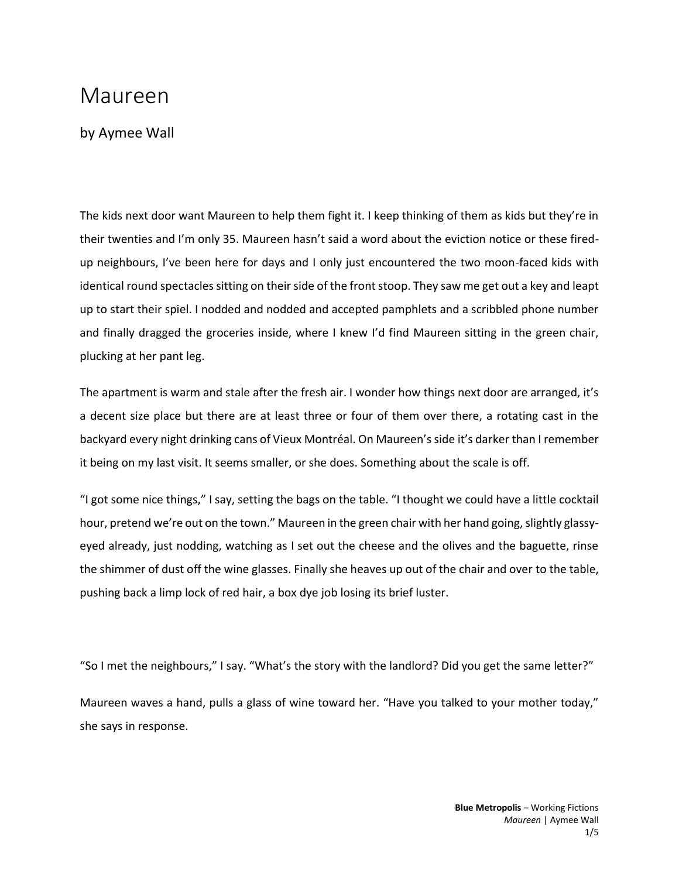# Maureen

## by Aymee Wall

The kids next door want Maureen to help them fight it. I keep thinking of them as kids but they're in their twenties and I'm only 35. Maureen hasn't said a word about the eviction notice or these fired-up neighbours, I've been here for days and I only just encountered the two moon-faced kids with identical round spectacles sitting on their side of the front stoop. They saw me get out a key and leapt up to start their spiel. I nodded and nodded and accepted pamphlets and a scribbled phone number and finally dragged the groceries inside, where I knew I'd find Maureen sitting in the green chair, plucking at her pant leg.

The apartment is warm and stale after the fresh air. I wonder how things next door are arranged, it's a decent size place but there are at least three or four of them over there, a rotating cast in the backyard every night drinking cans of Vieux Montréal. On Maureen's side it's darker than I remember it being on my last visit. It seems smaller, or she does. Something about the scale is off.

"I got some nice things," I say, setting the bags on the table. "I thought we could have a little cocktail hour, pretend we're out on the town." Maureen in the green chair with her hand going, slightly glassy-eyed already, just nodding, watching as I set out the cheese and the olives and the baguette, rinse the shimmer of dust off the wine glasses. Finally she heaves up out of the chair and over to the table, pushing back a limp lock of red hair, a box dye job losing its brief luster.

"So I met the neighbours," I say. "What's the story with the landlord? Did you get the same letter?"

Maureen waves a hand, pulls a glass of wine toward her. "Have you talked to your mother today," she says in response.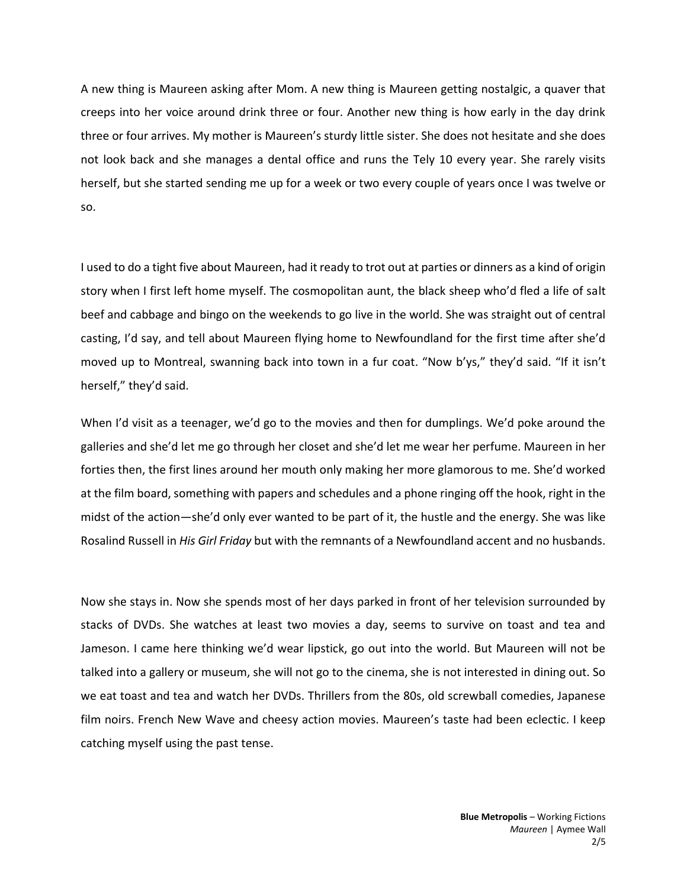A new thing is Maureen asking after Mom. A new thing is Maureen getting nostalgic, a quaver that creeps into her voice around drink three or four. Another new thing is how early in the day drink three or four arrives. My mother is Maureen's sturdy little sister. She does not hesitate and she does not look back and she manages a dental office and runs the Tely 10 every year. She rarely visits herself, but she started sending me up for a week or two every couple of years once I was twelve or so.

I used to do a tight five about Maureen, had it ready to trot out at parties or dinners as a kind of origin story when I first left home myself. The cosmopolitan aunt, the black sheep who'd fled a life of salt beef and cabbage and bingo on the weekends to go live in the world. She was straight out of central casting, I'd say, and tell about Maureen flying home to Newfoundland for the first time after she'd moved up to Montreal, swanning back into town in a fur coat. "Now b'ys," they'd said. "If it isn't herself," they'd said.

When I'd visit as a teenager, we'd go to the movies and then for dumplings. We'd poke around the galleries and she'd let me go through her closet and she'd let me wear her perfume. Maureen in her forties then, the first lines around her mouth only making her more glamorous to me. She'd worked at the film board, something with papers and schedules and a phone ringing off the hook, right in the midst of the action—she'd only ever wanted to be part of it, the hustle and the energy. She was like Rosalind Russell in *His Girl Friday* but with the remnants of a Newfoundland accent and no husbands.

Now she stays in. Now she spends most of her days parked in front of her television surrounded by stacks of DVDs. She watches at least two movies a day, seems to survive on toast and tea and Jameson. I came here thinking we'd wear lipstick, go out into the world. But Maureen will not be talked into a gallery or museum, she will not go to the cinema, she is not interested in dining out. So we eat toast and tea and watch her DVDs. Thrillers from the 80s, old screwball comedies, Japanese film noirs. French New Wave and cheesy action movies. Maureen's taste had been eclectic. I keep catching myself using the past tense.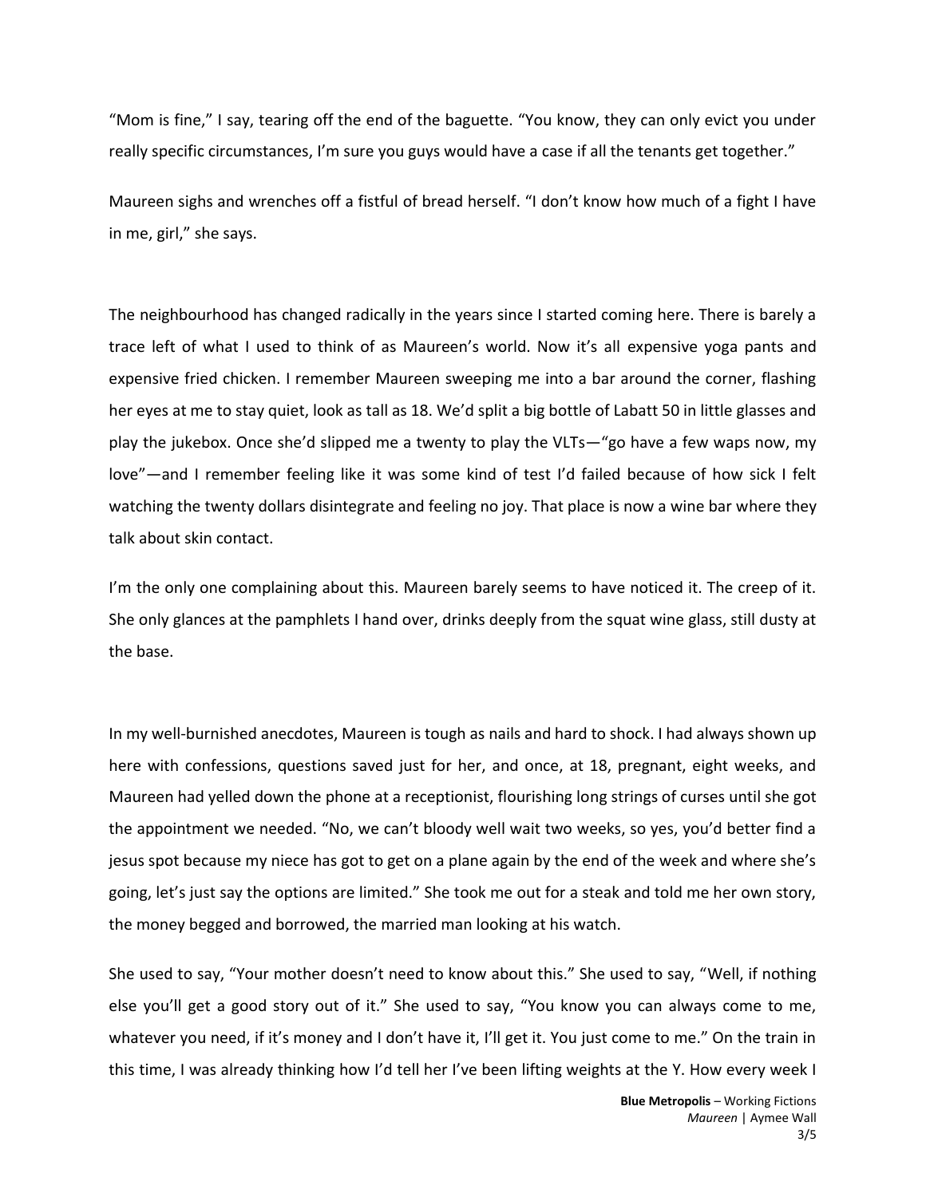"Mom is fine," I say, tearing off the end of the baguette. "You know, they can only evict you under really specific circumstances, I'm sure you guys would have a case if all the tenants get together."

Maureen sighs and wrenches off a fistful of bread herself. "I don't know how much of a fight I have in me, girl," she says.

The neighbourhood has changed radically in the years since I started coming here. There is barely a trace left of what I used to think of as Maureen's world. Now it's all expensive yoga pants and expensive fried chicken. I remember Maureen sweeping me into a bar around the corner, flashing her eyes at me to stay quiet, look as tall as 18. We'd split a big bottle of Labatt 50 in little glasses and play the jukebox. Once she'd slipped me a twenty to play the VLTs—"go have a few waps now, my love"—and I remember feeling like it was some kind of test I'd failed because of how sick I felt watching the twenty dollars disintegrate and feeling no joy. That place is now a wine bar where they talk about skin contact.

I'm the only one complaining about this. Maureen barely seems to have noticed it. The creep of it. She only glances at the pamphlets I hand over, drinks deeply from the squat wine glass, still dusty at the base.

In my well-burnished anecdotes, Maureen is tough as nails and hard to shock. I had always shown up here with confessions, questions saved just for her, and once, at 18, pregnant, eight weeks, and Maureen had yelled down the phone at a receptionist, flourishing long strings of curses until she got the appointment we needed. "No, we can't bloody well wait two weeks, so yes, you'd better find a jesus spot because my niece has got to get on a plane again by the end of the week and where she's going, let's just say the options are limited." She took me out for a steak and told me her own story, the money begged and borrowed, the married man looking at his watch.

She used to say, "Your mother doesn't need to know about this." She used to say, "Well, if nothing else you'll get a good story out of it." She used to say, "You know you can always come to me, whatever you need, if it's money and I don't have it, I'll get it. You just come to me." On the train in this time, I was already thinking how I'd tell her I've been lifting weights at the Y. How every week I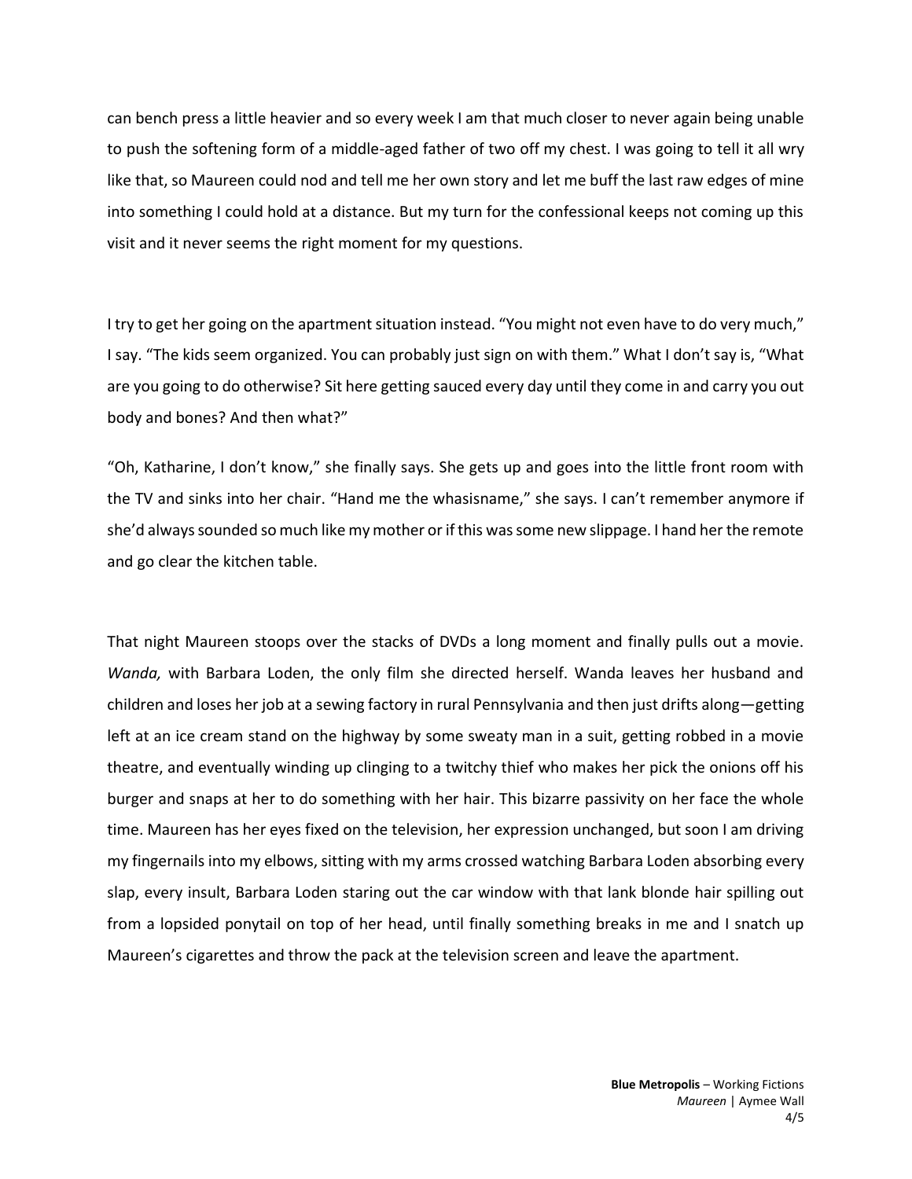can bench press a little heavier and so every week I am that much closer to never again being unable to push the softening form of a middle-aged father of two off my chest. I was going to tell it all wry like that, so Maureen could nod and tell me her own story and let me buff the last raw edges of mine into something I could hold at a distance. But my turn for the confessional keeps not coming up this visit and it never seems the right moment for my questions.

I try to get her going on the apartment situation instead. "You might not even have to do very much," I say. "The kids seem organized. You can probably just sign on with them." What I don't say is, "What are you going to do otherwise? Sit here getting sauced every day until they come in and carry you out body and bones? And then what?"

"Oh, Katharine, I don't know," she finally says. She gets up and goes into the little front room with the TV and sinks into her chair. "Hand me the whasisname," she says. I can't remember anymore if she'd always sounded so much like my mother or if this was some new slippage. I hand her the remote and go clear the kitchen table.

That night Maureen stoops over the stacks of DVDs a long moment and finally pulls out a movie. *Wanda,* with Barbara Loden, the only film she directed herself. Wanda leaves her husband and children and loses her job at a sewing factory in rural Pennsylvania and then just drifts along—getting left at an ice cream stand on the highway by some sweaty man in a suit, getting robbed in a movie theatre, and eventually winding up clinging to a twitchy thief who makes her pick the onions off his burger and snaps at her to do something with her hair. This bizarre passivity on her face the whole time. Maureen has her eyes fixed on the television, her expression unchanged, but soon I am driving my fingernails into my elbows, sitting with my arms crossed watching Barbara Loden absorbing every slap, every insult, Barbara Loden staring out the car window with that lank blonde hair spilling out from a lopsided ponytail on top of her head, until finally something breaks in me and I snatch up Maureen's cigarettes and throw the pack at the television screen and leave the apartment.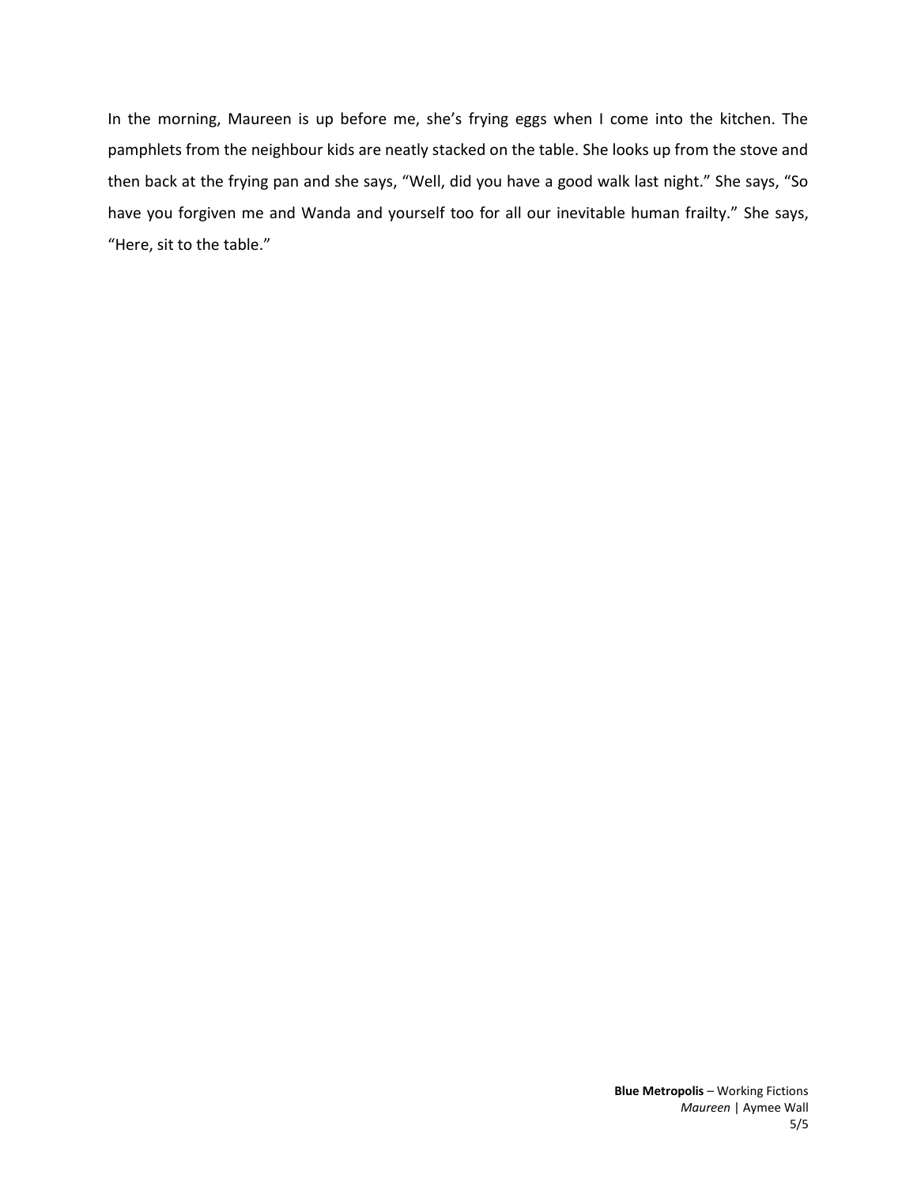In the morning, Maureen is up before me, she's frying eggs when I come into the kitchen. The pamphlets from the neighbour kids are neatly stacked on the table. She looks up from the stove and then back at the frying pan and she says, "Well, did you have a good walk last night." She says, "So have you forgiven me and Wanda and yourself too for all our inevitable human frailty." She says, "Here, sit to the table."